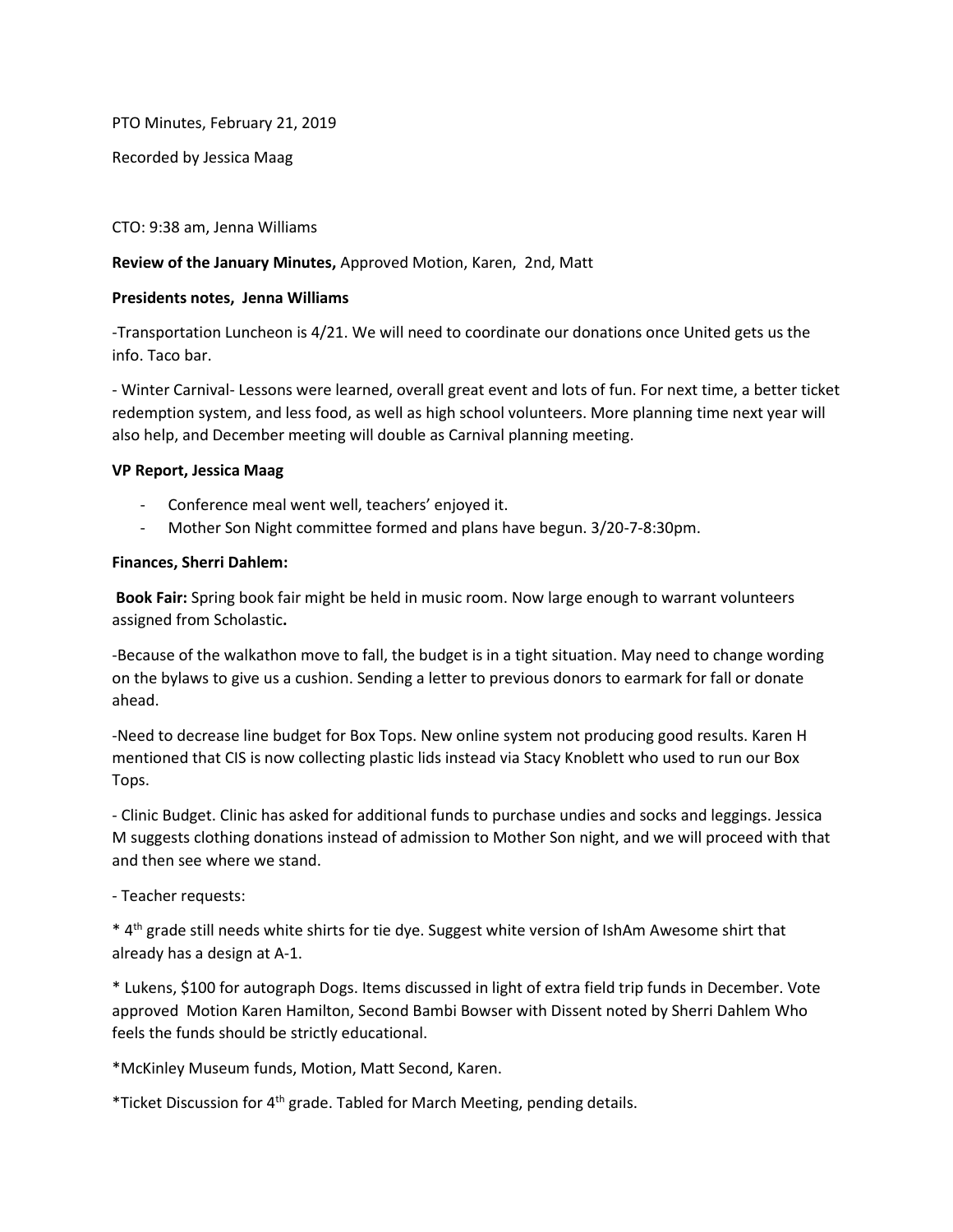PTO Minutes, February 21, 2019

Recorded by Jessica Maag

CTO: 9:38 am, Jenna Williams

**Review of the January Minutes,** Approved Motion, Karen, 2nd, Matt

**Presidents notes, Jenna Williams**

-Transportation Luncheon is 4/21. We will need to coordinate our donations once United gets us the info. Taco bar.

- Winter Carnival- Lessons were learned, overall great event and lots of fun. For next time, a better ticket redemption system, and less food, as well as high school volunteers. More planning time next year will also help, and December meeting will double as Carnival planning meeting.

**VP Report, Jessica Maag**

- Conference meal went well, teachers' enjoyed it.
- Mother Son Night committee formed and plans have begun. 3/20-7-8:30pm.

**Finances, Sherri Dahlem:**

**Book Fair:** Spring book fair might be held in music room. Now large enough to warrant volunteers assigned from Scholastic**.**

-Because of the walkathon move to fall, the budget is in a tight situation. May need to change wording on the bylaws to give us a cushion. Sending a letter to previous donors to earmark for fall or donate ahead.

-Need to decrease line budget for Box Tops. New online system not producing good results. Karen H mentioned that CIS is now collecting plastic lids instead via Stacy Knoblett who used to run our Box Tops.

- Clinic Budget. Clinic has asked for additional funds to purchase undies and socks and leggings. Jessica M suggests clothing donations instead of admission to Mother Son night, and we will proceed with that and then see where we stand.

- Teacher requests:

* 4th grade still needs white shirts for tie dye. Suggest white version of IshAm Awesome shirt that already has a design at A-1.

* Lukens, $100 for autograph Dogs. Items discussed in light of extra field trip funds in December. Vote approved Motion Karen Hamilton, Second Bambi Bowser with Dissent noted by Sherri Dahlem Who feels the funds should be strictly educational.

*McKinley Museum funds, Motion, Matt Second, Karen.

*Ticket Discussion for 4th grade. Tabled for March Meeting, pending details.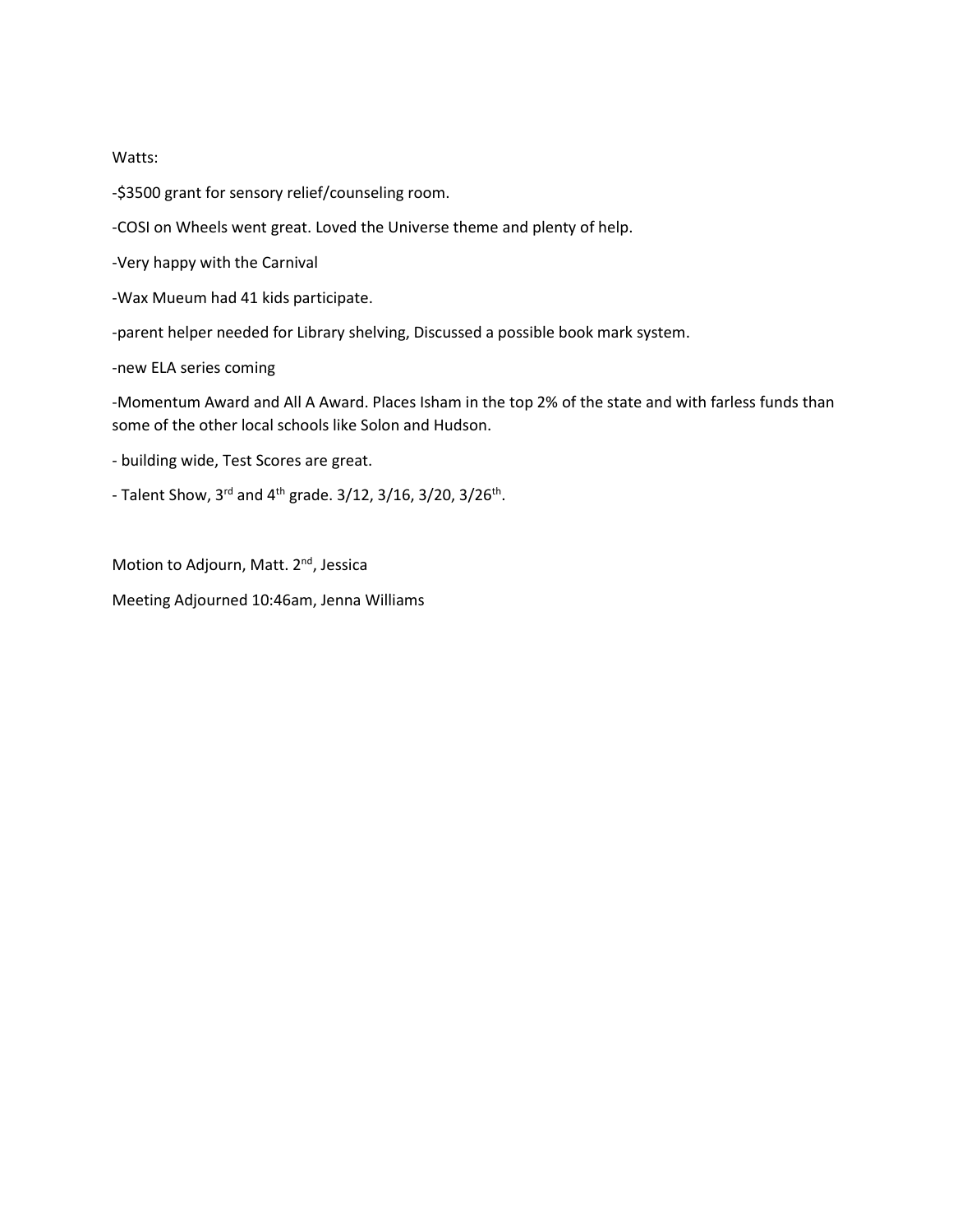Watts:

-$3500 grant for sensory relief/counseling room.

-COSI on Wheels went great. Loved the Universe theme and plenty of help.

-Very happy with the Carnival

-Wax Mueum had 41 kids participate.

-parent helper needed for Library shelving, Discussed a possible book mark system.

-new ELA series coming

-Momentum Award and All A Award. Places Isham in the top 2% of the state and with farless funds than some of the other local schools like Solon and Hudson.

- building wide, Test Scores are great.

- Talent Show, 3rd and 4th grade. 3/12, 3/16, 3/20, 3/26th.

Motion to Adjourn, Matt. 2nd, Jessica

Meeting Adjourned 10:46am, Jenna Williams